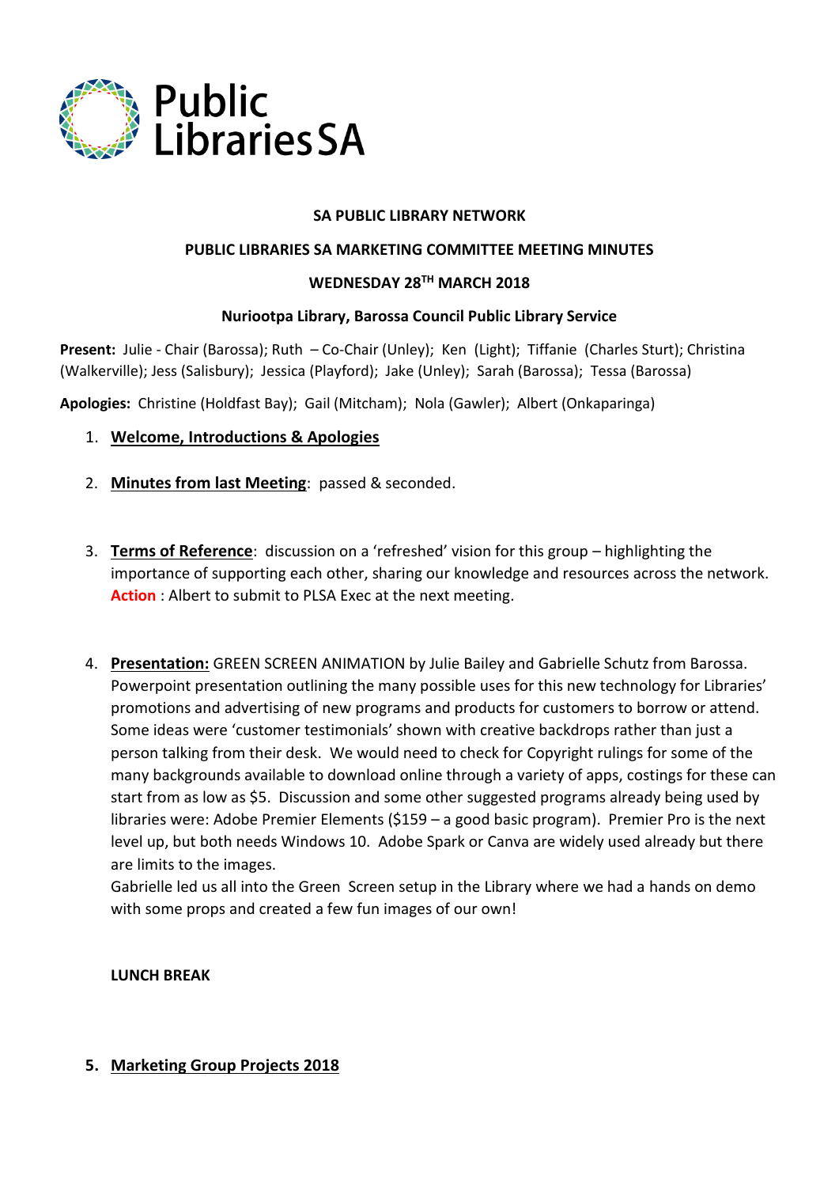Public Libraries SA

**SA PUBLIC LIBRARY NETWORK**

**PUBLIC LIBRARIES SA MARKETING COMMITTEE MEETING MINUTES**

**WEDNESDAY 28TH MARCH 2018**

**Nuriootpa Library, Barossa Council Public Library Service**

**Present:** Julie - Chair (Barossa); Ruth – Co-Chair (Unley); Ken (Light); Tiffanie (Charles Sturt); Christina (Walkerville); Jess (Salisbury); Jessica (Playford); Jake (Unley); Sarah (Barossa); Tessa (Barossa)

**Apologies:** Christine (Holdfast Bay); Gail (Mitcham); Nola (Gawler); Albert (Onkaparinga)

1. **Welcome, Introductions & Apologies**

2. **Minutes from last Meeting**: passed & seconded.

3. **Terms of Reference**: discussion on a 'refreshed' vision for this group – highlighting the importance of supporting each other, sharing our knowledge and resources across the network. **Action** : Albert to submit to PLSA Exec at the next meeting.

4. **Presentation:** GREEN SCREEN ANIMATION by Julie Bailey and Gabrielle Schutz from Barossa. Powerpoint presentation outlining the many possible uses for this new technology for Libraries' promotions and advertising of new programs and products for customers to borrow or attend. Some ideas were 'customer testimonials' shown with creative backdrops rather than just a person talking from their desk. We would need to check for Copyright rulings for some of the many backgrounds available to download online through a variety of apps, costings for these can start from as low as $5. Discussion and some other suggested programs already being used by libraries were: Adobe Premier Elements ($159 – a good basic program). Premier Pro is the next level up, but both needs Windows 10. Adobe Spark or Canva are widely used already but there are limits to the images.
   Gabrielle led us all into the Green Screen setup in the Library where we had a hands on demo with some props and created a few fun images of our own!

   **LUNCH BREAK**

5. **Marketing Group Projects 2018**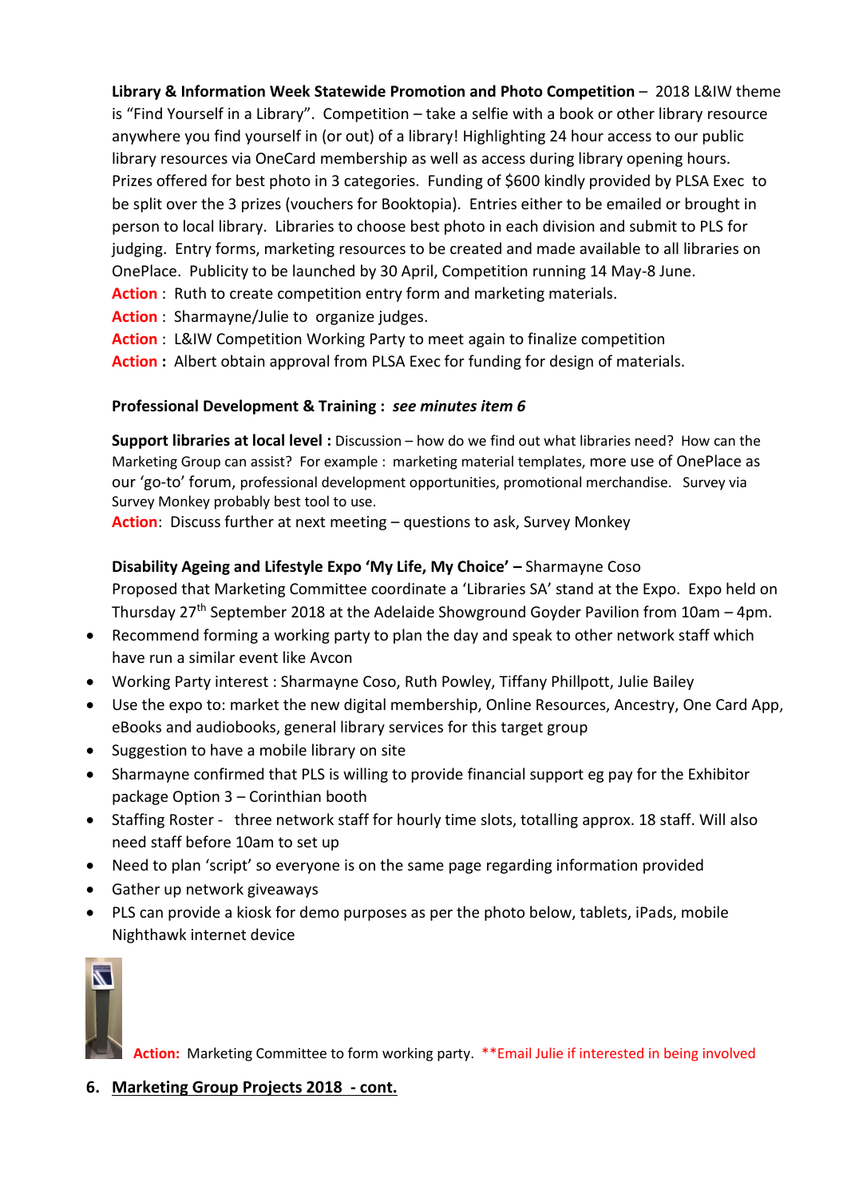**Library & Information Week Statewide Promotion and Photo Competition** – 2018 L&IW theme is "Find Yourself in a Library". Competition – take a selfie with a book or other library resource anywhere you find yourself in (or out) of a library! Highlighting 24 hour access to our public library resources via OneCard membership as well as access during library opening hours. Prizes offered for best photo in 3 categories. Funding of $600 kindly provided by PLSA Exec to be split over the 3 prizes (vouchers for Booktopia). Entries either to be emailed or brought in person to local library. Libraries to choose best photo in each division and submit to PLS for judging. Entry forms, marketing resources to be created and made available to all libraries on OnePlace. Publicity to be launched by 30 April, Competition running 14 May-8 June.

**Action** : Ruth to create competition entry form and marketing materials.

**Action** : Sharmayne/Julie to organize judges.

**Action** : L&IW Competition Working Party to meet again to finalize competition

**Action :** Albert obtain approval from PLSA Exec for funding for design of materials.

**Professional Development & Training :** ***see minutes item 6***

**Support libraries at local level :** Discussion – how do we find out what libraries need? How can the Marketing Group can assist? For example : marketing material templates, more use of OnePlace as our 'go-to' forum, professional development opportunities, promotional merchandise. Survey via Survey Monkey probably best tool to use.

**Action**: Discuss further at next meeting – questions to ask, Survey Monkey

**Disability Ageing and Lifestyle Expo 'My Life, My Choice' –** Sharmayne Coso

Proposed that Marketing Committee coordinate a 'Libraries SA' stand at the Expo. Expo held on Thursday 27th September 2018 at the Adelaide Showground Goyder Pavilion from 10am – 4pm.

- Recommend forming a working party to plan the day and speak to other network staff which have run a similar event like Avcon
- Working Party interest : Sharmayne Coso, Ruth Powley, Tiffany Phillpott, Julie Bailey
- Use the expo to: market the new digital membership, Online Resources, Ancestry, One Card App, eBooks and audiobooks, general library services for this target group
- Suggestion to have a mobile library on site
- Sharmayne confirmed that PLS is willing to provide financial support eg pay for the Exhibitor package Option 3 – Corinthian booth
- Staffing Roster - three network staff for hourly time slots, totalling approx. 18 staff. Will also need staff before 10am to set up
- Need to plan 'script' so everyone is on the same page regarding information provided
- Gather up network giveaways
- PLS can provide a kiosk for demo purposes as per the photo below, tablets, iPads, mobile Nighthawk internet device

**Action:** Marketing Committee to form working party. **Email Julie if interested in being involved

## 6. Marketing Group Projects 2018 - cont.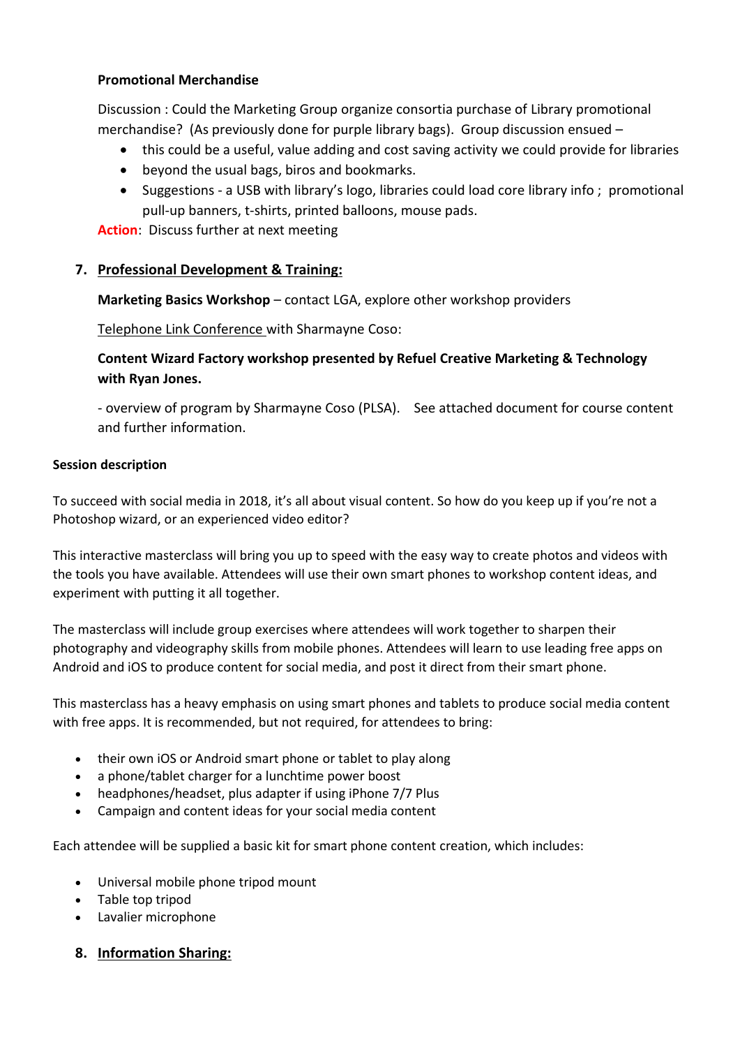**Promotional Merchandise**

Discussion : Could the Marketing Group organize consortia purchase of Library promotional merchandise? (As previously done for purple library bags). Group discussion ensued –

- this could be a useful, value adding and cost saving activity we could provide for libraries
- beyond the usual bags, biros and bookmarks.
- Suggestions - a USB with library's logo, libraries could load core library info ; promotional pull-up banners, t-shirts, printed balloons, mouse pads.

**Action**: Discuss further at next meeting

## 7. Professional Development & Training:

**Marketing Basics Workshop** – contact LGA, explore other workshop providers

Telephone Link Conference with Sharmayne Coso:

**Content Wizard Factory workshop presented by Refuel Creative Marketing & Technology with Ryan Jones.**

- overview of program by Sharmayne Coso (PLSA). See attached document for course content and further information.

**Session description**

To succeed with social media in 2018, it's all about visual content. So how do you keep up if you're not a Photoshop wizard, or an experienced video editor?

This interactive masterclass will bring you up to speed with the easy way to create photos and videos with the tools you have available. Attendees will use their own smart phones to workshop content ideas, and experiment with putting it all together.

The masterclass will include group exercises where attendees will work together to sharpen their photography and videography skills from mobile phones. Attendees will learn to use leading free apps on Android and iOS to produce content for social media, and post it direct from their smart phone.

This masterclass has a heavy emphasis on using smart phones and tablets to produce social media content with free apps. It is recommended, but not required, for attendees to bring:

- their own iOS or Android smart phone or tablet to play along
- a phone/tablet charger for a lunchtime power boost
- headphones/headset, plus adapter if using iPhone 7/7 Plus
- Campaign and content ideas for your social media content

Each attendee will be supplied a basic kit for smart phone content creation, which includes:

- Universal mobile phone tripod mount
- Table top tripod
- Lavalier microphone

## 8. Information Sharing: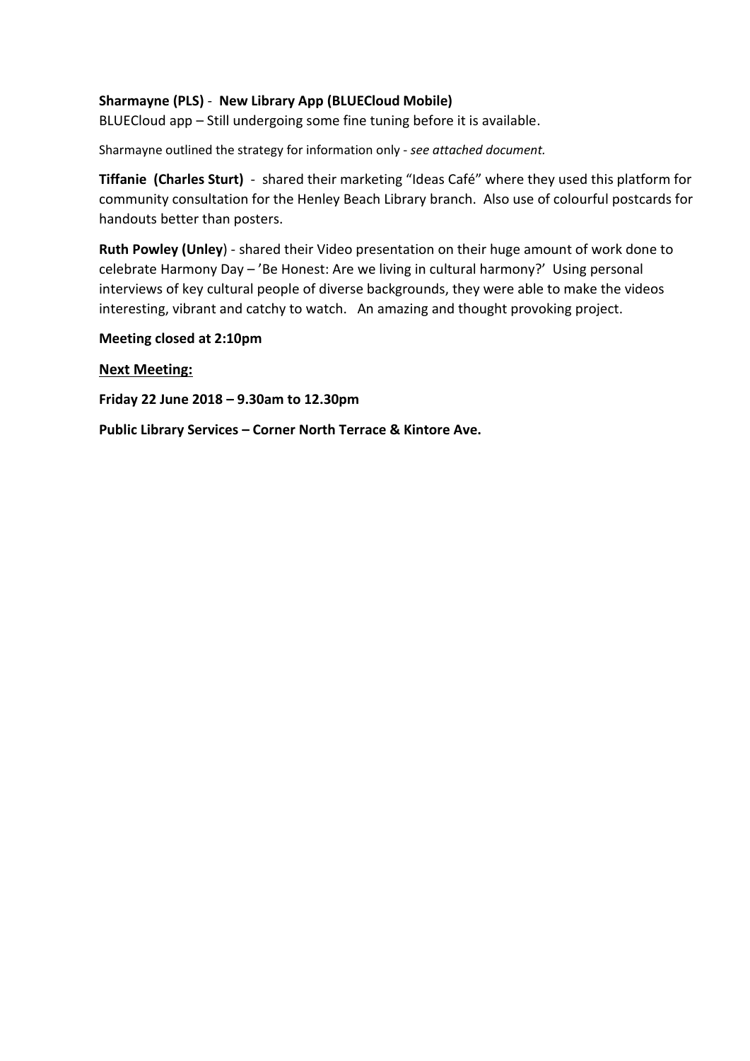**Sharmayne (PLS)** - **New Library App (BLUECloud Mobile)**

BLUECloud app – Still undergoing some fine tuning before it is available.

Sharmayne outlined the strategy for information only - *see attached document.*

**Tiffanie (Charles Sturt)** - shared their marketing "Ideas Café" where they used this platform for community consultation for the Henley Beach Library branch. Also use of colourful postcards for handouts better than posters.

**Ruth Powley (Unley**) - shared their Video presentation on their huge amount of work done to celebrate Harmony Day – 'Be Honest: Are we living in cultural harmony?' Using personal interviews of key cultural people of diverse backgrounds, they were able to make the videos interesting, vibrant and catchy to watch. An amazing and thought provoking project.

**Meeting closed at 2:10pm**

**<u>Next Meeting:</u>**

**Friday 22 June 2018 – 9.30am to 12.30pm**

**Public Library Services – Corner North Terrace & Kintore Ave.**